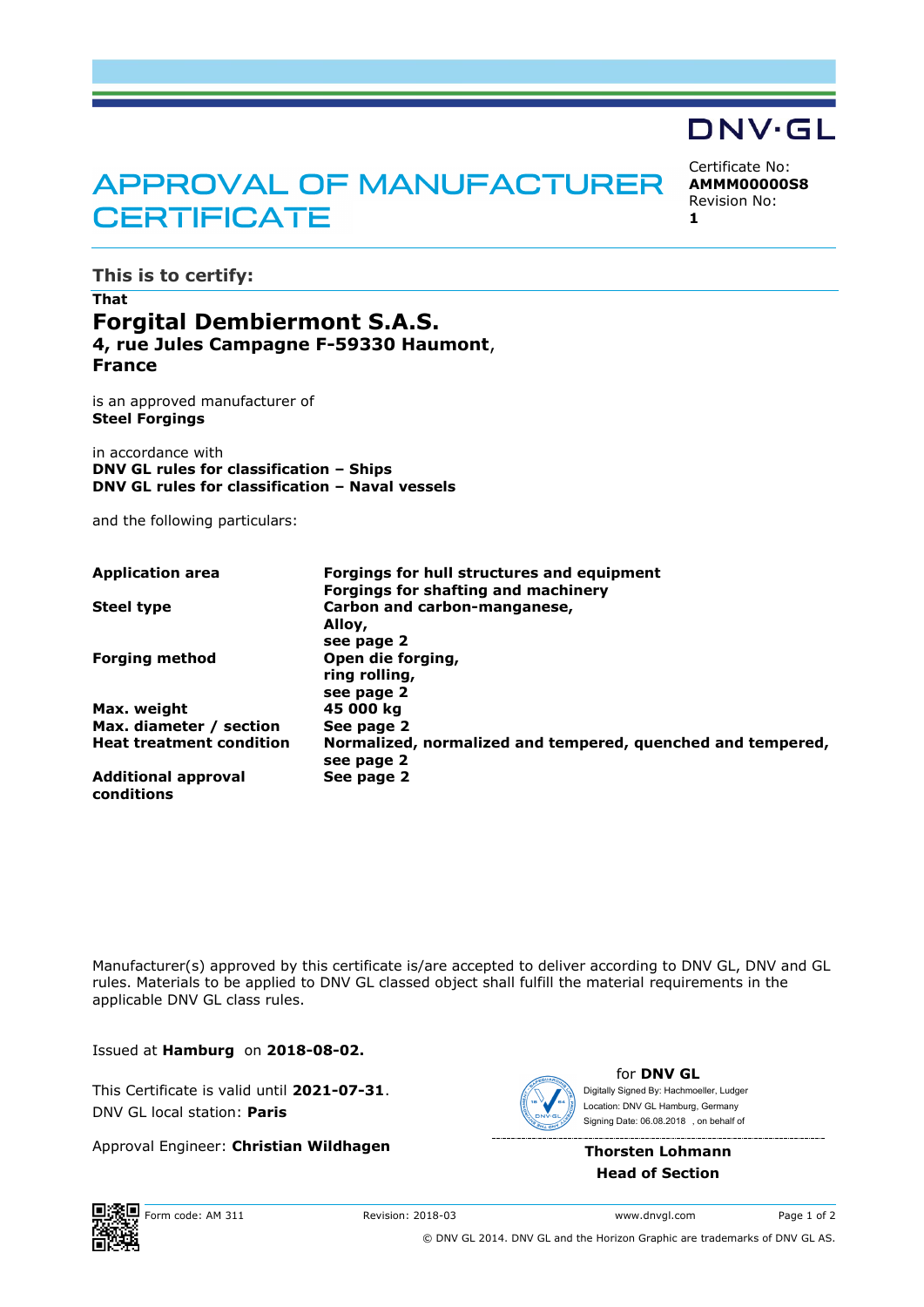DNV·GL

# APPROVAL OF MANUFACTURER CERTIFICATE

Certificate No:
**AMMM00000S8**
Revision No:
**1**

## This is to certify:

**That**

**Forgital Dembiermont S.A.S.**
**4, rue Jules Campagne F-59330 Haumont**,
**France**

is an approved manufacturer of
**Steel Forgings**

in accordance with
**DNV GL rules for classification – Ships**
**DNV GL rules for classification – Naval vessels**

and the following particulars:

| | |
|---|---|
| **Application area** | **Forgings for hull structures and equipment**<br>**Forgings for shafting and machinery** |
| **Steel type** | **Carbon and carbon-manganese,**<br>**Alloy,**<br>**see page 2** |
| **Forging method** | **Open die forging,**<br>**ring rolling,**<br>**see page 2** |
| **Max. weight** | **45 000 kg** |
| **Max. diameter / section** | **See page 2** |
| **Heat treatment condition** | **Normalized, normalized and tempered, quenched and tempered,**<br>**see page 2** |
| **Additional approval conditions** | **See page 2** |

Manufacturer(s) approved by this certificate is/are accepted to deliver according to DNV GL, DNV and GL rules. Materials to be applied to DNV GL classed object shall fulfill the material requirements in the applicable DNV GL class rules.

Issued at **Hamburg** on **2018-08-02.**

This Certificate is valid until **2021-07-31**.
DNV GL local station: **Paris**

Approval Engineer: **Christian Wildhagen**

for **DNV GL**
Digitally Signed By: Hachmoeller, Ludger
Location: DNV GL Hamburg, Germany
Signing Date: 06.08.2018 , on behalf of

**Thorsten Lohmann**
**Head of Section**

Form code: AM 311 Revision: 2018-03 www.dnvgl.com

© DNV GL 2014. DNV GL and the Horizon Graphic are trademarks of DNV GL AS.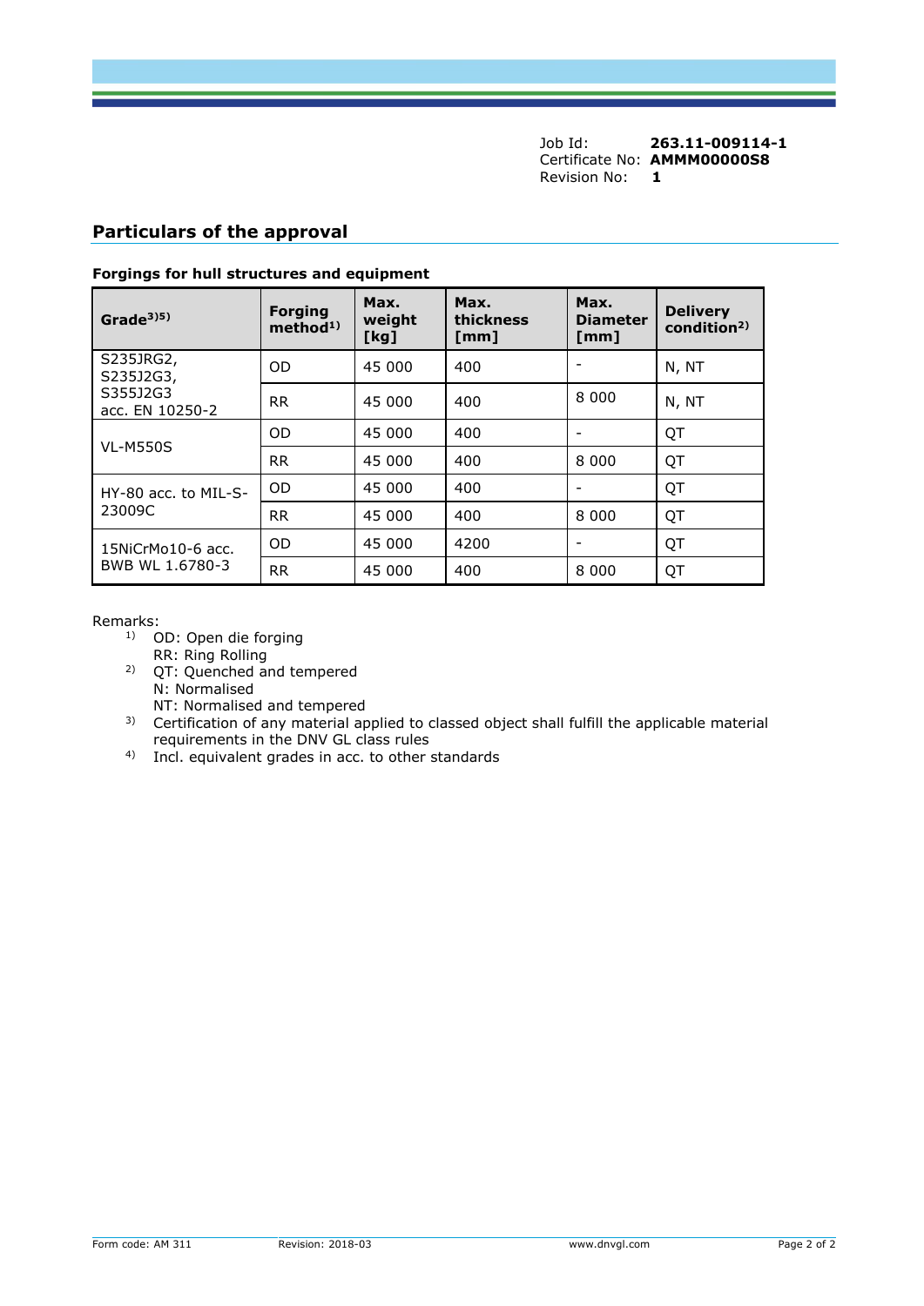Job Id: **263.11-009114-1**
Certificate No: **AMMM00000S8**
Revision No: **1**

## Particulars of the approval

### Forgings for hull structures and equipment

| Grade[3)5)] | Forging method[1)] | Max. weight [kg] | Max. thickness [mm] | Max. Diameter [mm] | Delivery condition[2)] |
|---|---|---|---|---|---|
| S235JRG2, S235J2G3, S355J2G3 acc. EN 10250-2 | OD | 45 000 | 400 | - | N, NT |
| | RR | 45 000 | 400 | 8 000 | N, NT |
| VL-M550S | OD | 45 000 | 400 | - | QT |
| | RR | 45 000 | 400 | 8 000 | QT |
| HY-80 acc. to MIL-S-23009C | OD | 45 000 | 400 | - | QT |
| | RR | 45 000 | 400 | 8 000 | QT |
| 15NiCrMo10-6 acc. BWB WL 1.6780-3 | OD | 45 000 | 4200 | - | QT |
| | RR | 45 000 | 400 | 8 000 | QT |

Remarks:

1) OD: Open die forging
   RR: Ring Rolling
2) QT: Quenched and tempered
   N: Normalised
   NT: Normalised and tempered
3) Certification of any material applied to classed object shall fulfill the applicable material requirements in the DNV GL class rules
4) Incl. equivalent grades in acc. to other standards